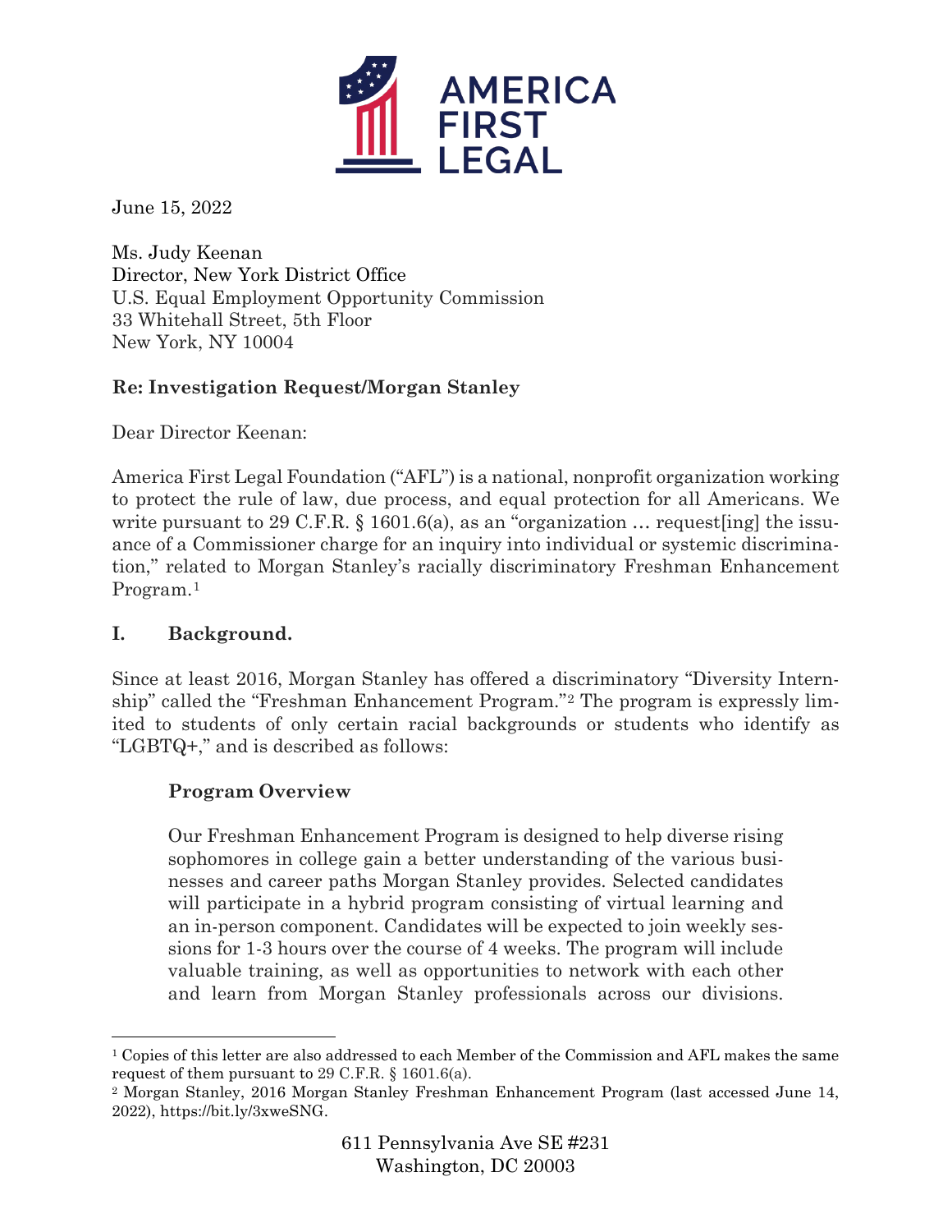June 15, 2022

Ms. Judy Keenan
Director, New York District Office
U.S. Equal Employment Opportunity Commission
33 Whitehall Street, 5th Floor
New York, NY 10004

**Re: Investigation Request/Morgan Stanley**

Dear Director Keenan:

America First Legal Foundation ("AFL") is a national, nonprofit organization working to protect the rule of law, due process, and equal protection for all Americans. We write pursuant to 29 C.F.R. § 1601.6(a), as an "organization … request[ing] the issuance of a Commissioner charge for an inquiry into individual or systemic discrimination," related to Morgan Stanley's racially discriminatory Freshman Enhancement Program.[1]

## I. Background.

Since at least 2016, Morgan Stanley has offered a discriminatory "Diversity Internship" called the "Freshman Enhancement Program."[2] The program is expressly limited to students of only certain racial backgrounds or students who identify as "LGBTQ+," and is described as follows:

> **Program Overview**
>
> Our Freshman Enhancement Program is designed to help diverse rising sophomores in college gain a better understanding of the various businesses and career paths Morgan Stanley provides. Selected candidates will participate in a hybrid program consisting of virtual learning and an in-person component. Candidates will be expected to join weekly sessions for 1-3 hours over the course of 4 weeks. The program will include valuable training, as well as opportunities to network with each other and learn from Morgan Stanley professionals across our divisions.

---

[1] Copies of this letter are also addressed to each Member of the Commission and AFL makes the same request of them pursuant to 29 C.F.R. § 1601.6(a).

[2] Morgan Stanley, 2016 Morgan Stanley Freshman Enhancement Program (last accessed June 14, 2022), https://bit.ly/3xweSNG.

611 Pennsylvania Ave SE #231
Washington, DC 20003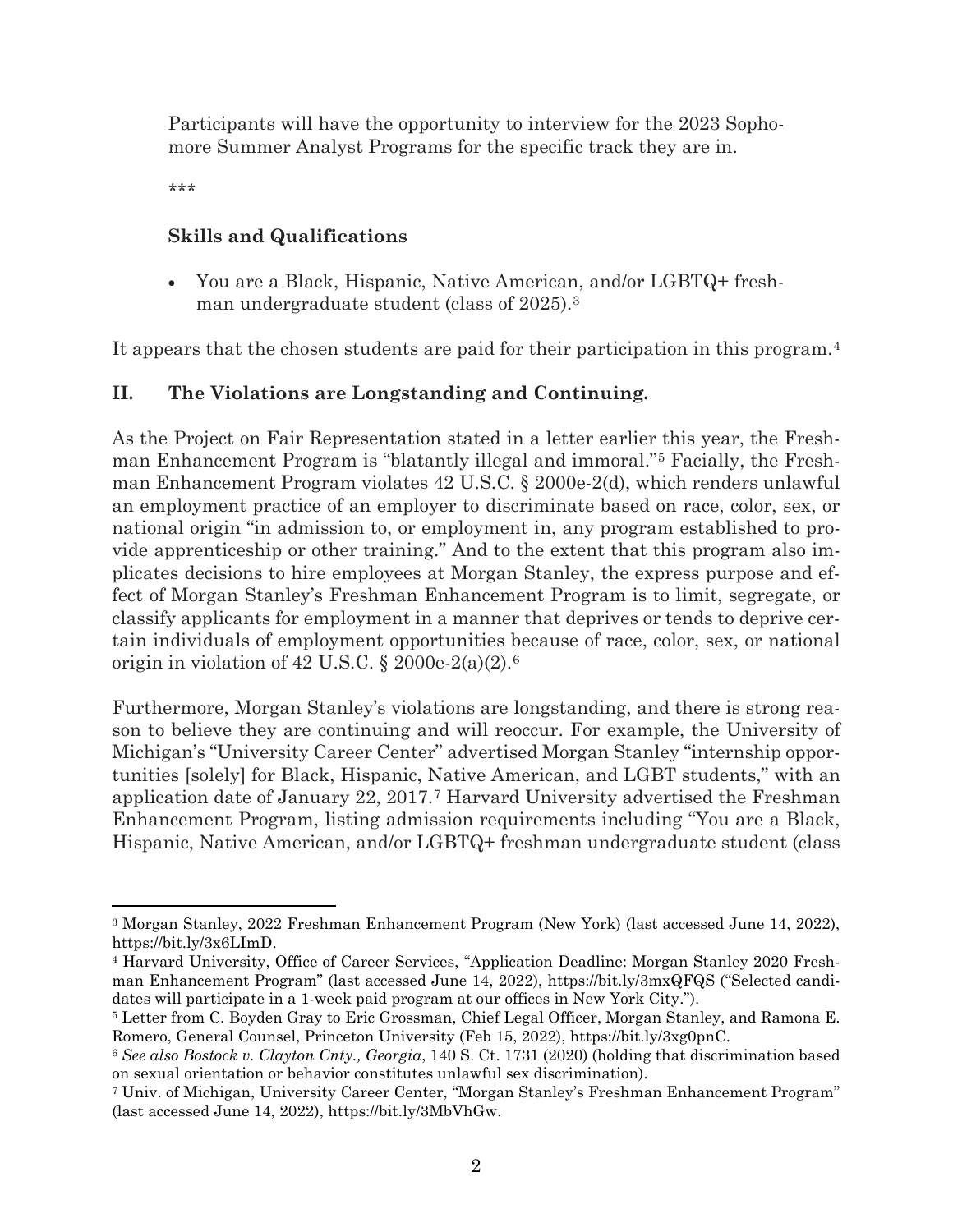> Participants will have the opportunity to interview for the 2023 Sophomore Summer Analyst Programs for the specific track they are in.
>
> \*\*\*
>
> **Skills and Qualifications**
>
> - You are a Black, Hispanic, Native American, and/or LGBTQ+ freshman undergraduate student (class of 2025).[3]

It appears that the chosen students are paid for their participation in this program.[4]

## II. The Violations are Longstanding and Continuing.

As the Project on Fair Representation stated in a letter earlier this year, the Freshman Enhancement Program is "blatantly illegal and immoral."[5] Facially, the Freshman Enhancement Program violates 42 U.S.C. § 2000e-2(d), which renders unlawful an employment practice of an employer to discriminate based on race, color, sex, or national origin "in admission to, or employment in, any program established to provide apprenticeship or other training." And to the extent that this program also implicates decisions to hire employees at Morgan Stanley, the express purpose and effect of Morgan Stanley's Freshman Enhancement Program is to limit, segregate, or classify applicants for employment in a manner that deprives or tends to deprive certain individuals of employment opportunities because of race, color, sex, or national origin in violation of 42 U.S.C. § 2000e-2(a)(2).[6]

Furthermore, Morgan Stanley's violations are longstanding, and there is strong reason to believe they are continuing and will reoccur. For example, the University of Michigan's "University Career Center" advertised Morgan Stanley "internship opportunities [solely] for Black, Hispanic, Native American, and LGBT students," with an application date of January 22, 2017.[7] Harvard University advertised the Freshman Enhancement Program, listing admission requirements including "You are a Black, Hispanic, Native American, and/or LGBTQ+ freshman undergraduate student (class

---

[3] Morgan Stanley, 2022 Freshman Enhancement Program (New York) (last accessed June 14, 2022), https://bit.ly/3x6LImD.

[4] Harvard University, Office of Career Services, "Application Deadline: Morgan Stanley 2020 Freshman Enhancement Program" (last accessed June 14, 2022), https://bit.ly/3mxQFQS ("Selected candidates will participate in a 1-week paid program at our offices in New York City.").

[5] Letter from C. Boyden Gray to Eric Grossman, Chief Legal Officer, Morgan Stanley, and Ramona E. Romero, General Counsel, Princeton University (Feb 15, 2022), https://bit.ly/3xg0pnC.

[6] *See also Bostock v. Clayton Cnty., Georgia*, 140 S. Ct. 1731 (2020) (holding that discrimination based on sexual orientation or behavior constitutes unlawful sex discrimination).

[7] Univ. of Michigan, University Career Center, "Morgan Stanley's Freshman Enhancement Program" (last accessed June 14, 2022), https://bit.ly/3MbVhGw.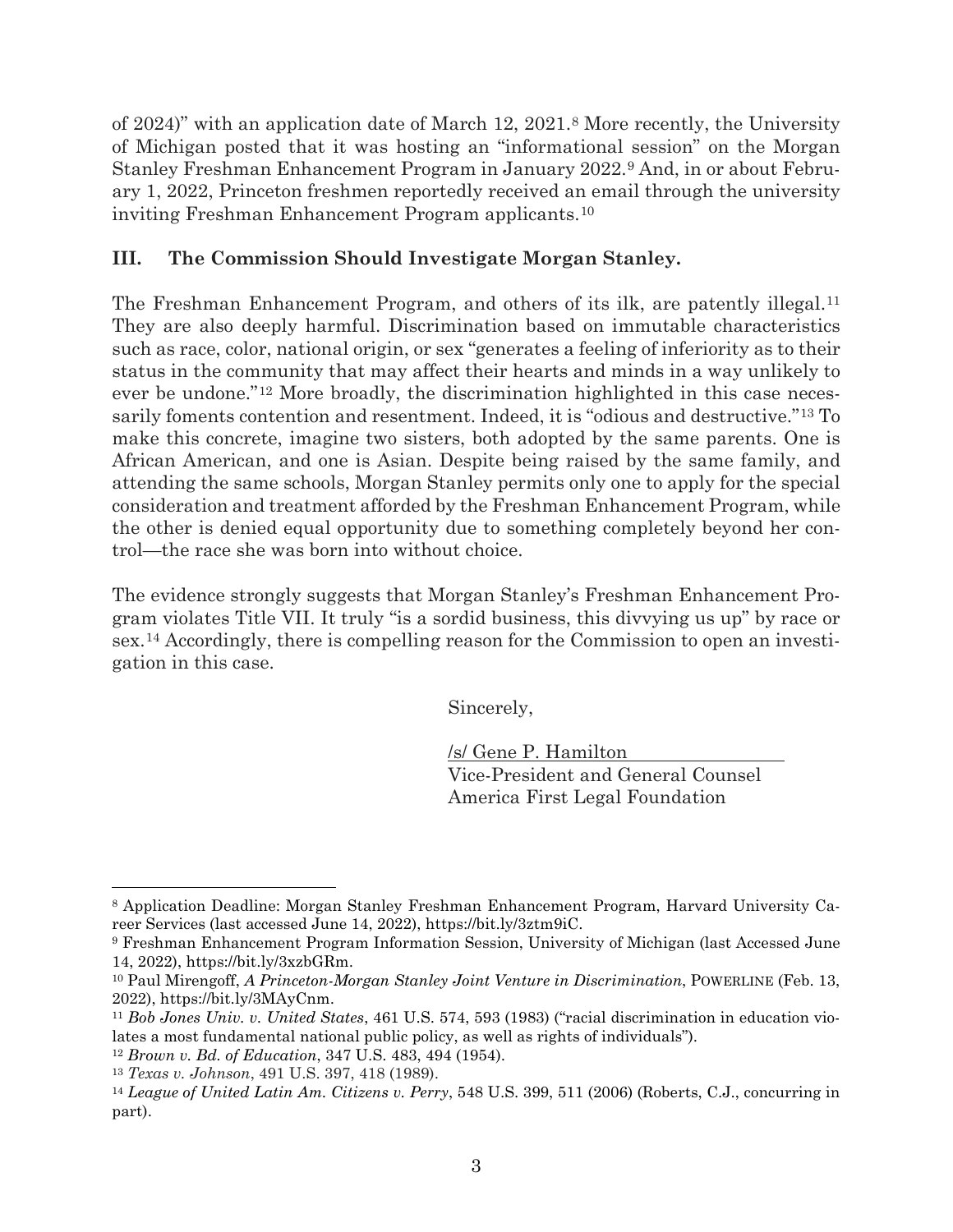of 2024)" with an application date of March 12, 2021.[8] More recently, the University of Michigan posted that it was hosting an "informational session" on the Morgan Stanley Freshman Enhancement Program in January 2022.[9] And, in or about February 1, 2022, Princeton freshmen reportedly received an email through the university inviting Freshman Enhancement Program applicants.[10]

## III. The Commission Should Investigate Morgan Stanley.

The Freshman Enhancement Program, and others of its ilk, are patently illegal.[11] They are also deeply harmful. Discrimination based on immutable characteristics such as race, color, national origin, or sex "generates a feeling of inferiority as to their status in the community that may affect their hearts and minds in a way unlikely to ever be undone."[12] More broadly, the discrimination highlighted in this case necessarily foments contention and resentment. Indeed, it is "odious and destructive."[13] To make this concrete, imagine two sisters, both adopted by the same parents. One is African American, and one is Asian. Despite being raised by the same family, and attending the same schools, Morgan Stanley permits only one to apply for the special consideration and treatment afforded by the Freshman Enhancement Program, while the other is denied equal opportunity due to something completely beyond her control—the race she was born into without choice.

The evidence strongly suggests that Morgan Stanley's Freshman Enhancement Program violates Title VII. It truly "is a sordid business, this divvying us up" by race or sex.[14] Accordingly, there is compelling reason for the Commission to open an investigation in this case.

Sincerely,

/s/ Gene P. Hamilton
Vice-President and General Counsel
America First Legal Foundation

---

[8] Application Deadline: Morgan Stanley Freshman Enhancement Program, Harvard University Career Services (last accessed June 14, 2022), https://bit.ly/3ztm9iC.

[9] Freshman Enhancement Program Information Session, University of Michigan (last Accessed June 14, 2022), https://bit.ly/3xzbGRm.

[10] Paul Mirengoff, *A Princeton-Morgan Stanley Joint Venture in Discrimination*, POWERLINE (Feb. 13, 2022), https://bit.ly/3MAyCnm.

[11] *Bob Jones Univ. v. United States*, 461 U.S. 574, 593 (1983) ("racial discrimination in education violates a most fundamental national public policy, as well as rights of individuals").

[12] *Brown v. Bd. of Education*, 347 U.S. 483, 494 (1954).

[13] *Texas v. Johnson*, 491 U.S. 397, 418 (1989).

[14] *League of United Latin Am. Citizens v. Perry*, 548 U.S. 399, 511 (2006) (Roberts, C.J., concurring in part).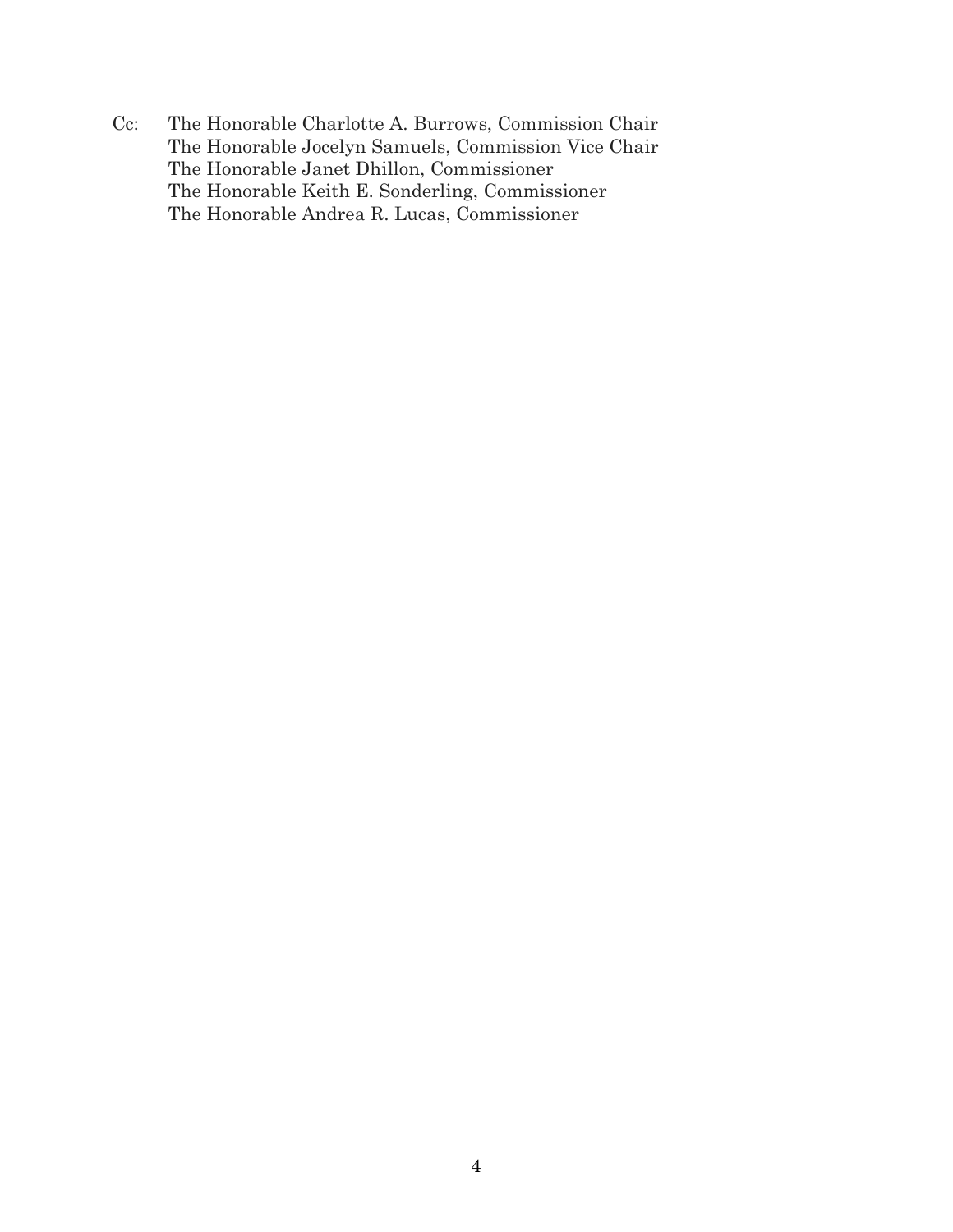Cc: The Honorable Charlotte A. Burrows, Commission Chair
The Honorable Jocelyn Samuels, Commission Vice Chair
The Honorable Janet Dhillon, Commissioner
The Honorable Keith E. Sonderling, Commissioner
The Honorable Andrea R. Lucas, Commissioner